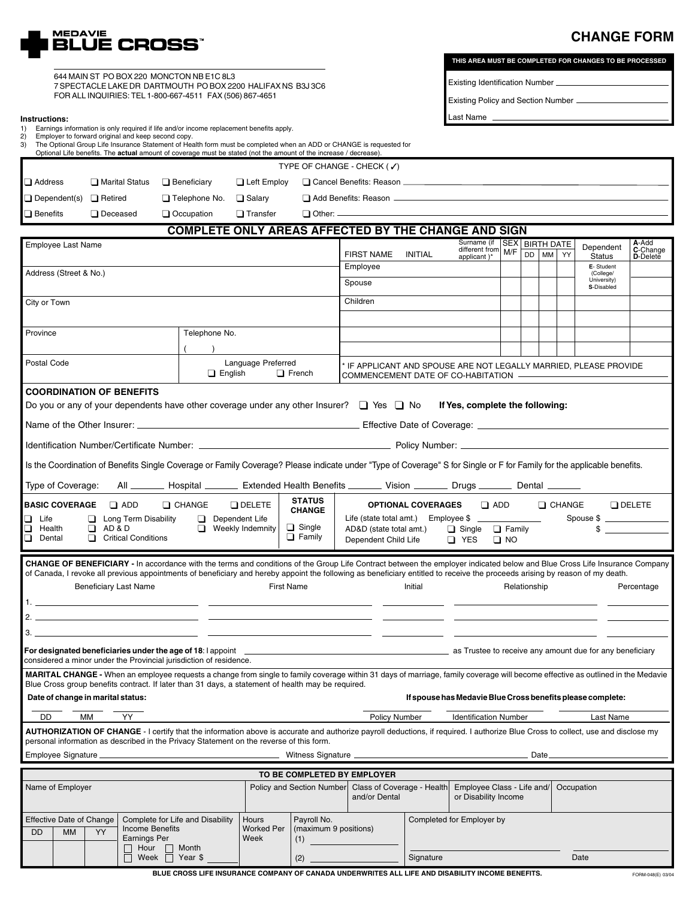MEDAVIE BLUE CROSS™

# CHANGE FORM

644 MAIN ST PO BOX 220 MONCTON NB E1C 8L3
7 SPECTACLE LAKE DR DARTMOUTH PO BOX 2200 HALIFAX NS B3J 3C6
FOR ALL INQUIRIES: TEL 1-800-667-4511 FAX (506) 867-4651

**THIS AREA MUST BE COMPLETED FOR CHANGES TO BE PROCESSED**

Existing Identification Number ____________

Existing Policy and Section Number ____________

Last Name ____________

**Instructions:**

1) Earnings information is only required if life and/or income replacement benefits apply.
2) Employer to forward original and keep second copy.
3) The Optional Group Life Insurance Statement of Health form must be completed when an ADD or CHANGE is requested for Optional Life benefits. The **actual** amount of coverage must be stated (not the amount of the increase / decrease).

**TYPE OF CHANGE - CHECK (✓)**

| | | | | |
|---|---|---|---|---|
| ❑ Address | ❑ Marital Status | ❑ Beneficiary | ❑ Left Employ | ❑ Cancel Benefits: Reason ____________ |
| ❑ Dependent(s) | ❑ Retired | ❑ Telephone No. | ❑ Salary | ❑ Add Benefits: Reason ____________ |
| ❑ Benefits | ❑ Deceased | ❑ Occupation | ❑ Transfer | ❑ Other: ____________ |

## COMPLETE ONLY AREAS AFFECTED BY THE CHANGE AND SIGN

| | |
|---|---|
| Employee Last Name | |
| Address (Street & No.) | |
| City or Town | |
| Province | Telephone No. ( ) |
| Postal Code | Language Preferred ❑ English ❑ French |

| | FIRST NAME | INITIAL | Surname (if different from applicant)* | SEX M/F | BIRTH DATE DD | MM | YY | Dependent Status (E- Student (College/ University) S-Disabled) | A-Add C-Change D-Delete |
|---|---|---|---|---|---|---|---|---|---|
| Employee | | | | | | | | | |
| Spouse | | | | | | | | | |
| Children | | | | | | | | | |
| | | | | | | | | | |
| | | | | | | | | | |

\* IF APPLICANT AND SPOUSE ARE NOT LEGALLY MARRIED, PLEASE PROVIDE COMMENCEMENT DATE OF CO-HABITATION ____________

### COORDINATION OF BENEFITS

Do you or any of your dependents have other coverage under any other Insurer? ❑ Yes ❑ No **If Yes, complete the following:**

Name of the Other Insurer: ____________ Effective Date of Coverage: ____________

Identification Number/Certificate Number: ____________ Policy Number: ____________

Is the Coordination of Benefits Single Coverage or Family Coverage? Please indicate under "Type of Coverage" S for Single or F for Family for the applicable benefits.

Type of Coverage: All ______ Hospital ______ Extended Health Benefits ______ Vision ______ Drugs ______ Dental ______

**BASIC COVERAGE** ❑ ADD ❑ CHANGE ❑ DELETE

❑ Life ❑ Long Term Disability ❑ Dependent Life
❑ Health ❑ AD & D ❑ Weekly Indemnity
❑ Dental ❑ Critical Conditions

**STATUS CHANGE**
❑ Single
❑ Family

**OPTIONAL COVERAGES** ❑ ADD ❑ CHANGE ❑ DELETE

Life (state total amt.) Employee $ ____________ Spouse $ ____________
AD&D (state total amt.) ❑ Single ❑ Family $ ____________
Dependent Child Life ❑ YES ❑ NO

**CHANGE OF BENEFICIARY -** In accordance with the terms and conditions of the Group Life Contract between the employer indicated below and Blue Cross Life Insurance Company of Canada, I revoke all previous appointments of beneficiary and hereby appoint the following as beneficiary entitled to receive the proceeds arising by reason of my death.

| | Beneficiary Last Name | First Name | Initial | Relationship | Percentage |
|---|---|---|---|---|---|
| 1. | | | | | |
| 2. | | | | | |
| 3. | | | | | |

**For designated beneficiaries under the age of 18**: I appoint ____________ as Trustee to receive any amount due for any beneficiary considered a minor under the Provincial jurisdiction of residence.

**MARITAL CHANGE -** When an employee requests a change from single to family coverage within 31 days of marriage, family coverage will become effective as outlined in the Medavie Blue Cross group benefits contract. If later than 31 days, a statement of health may be required.

**Date of change in marital status:** ____ DD ____ MM ____ YY

**If spouse has Medavie Blue Cross benefits please complete:** Policy Number ____________ Identification Number ____________ Last Name ____________

**AUTHORIZATION OF CHANGE** - I certify that the information above is accurate and authorize payroll deductions, if required. I authorize Blue Cross to collect, use and disclose my personal information as described in the Privacy Statement on the reverse of this form.

Employee Signature ____________ Witness Signature ____________ Date ____________

**TO BE COMPLETED BY EMPLOYER**

| Name of Employer | Policy and Section Number | Class of Coverage - Health and/or Dental | Employee Class - Life and/ or Disability Income | Occupation |
|---|---|---|---|---|
| | | | | |

| Effective Date of Change DD / MM / YY | Complete for Life and Disability Income Benefits Earnings Per ❑ Hour ❑ Month ❑ Week ❑ Year $ ______ | Hours Worked Per Week | Payroll No. (maximum 9 positions) (1) ______ (2) ______ | Completed for Employer by Signature ______ Date ______ |
|---|---|---|---|---|
| | | | | |

BLUE CROSS LIFE INSURANCE COMPANY OF CANADA UNDERWRITES ALL LIFE AND DISABILITY INCOME BENEFITS.

FORM-048(E) 03/04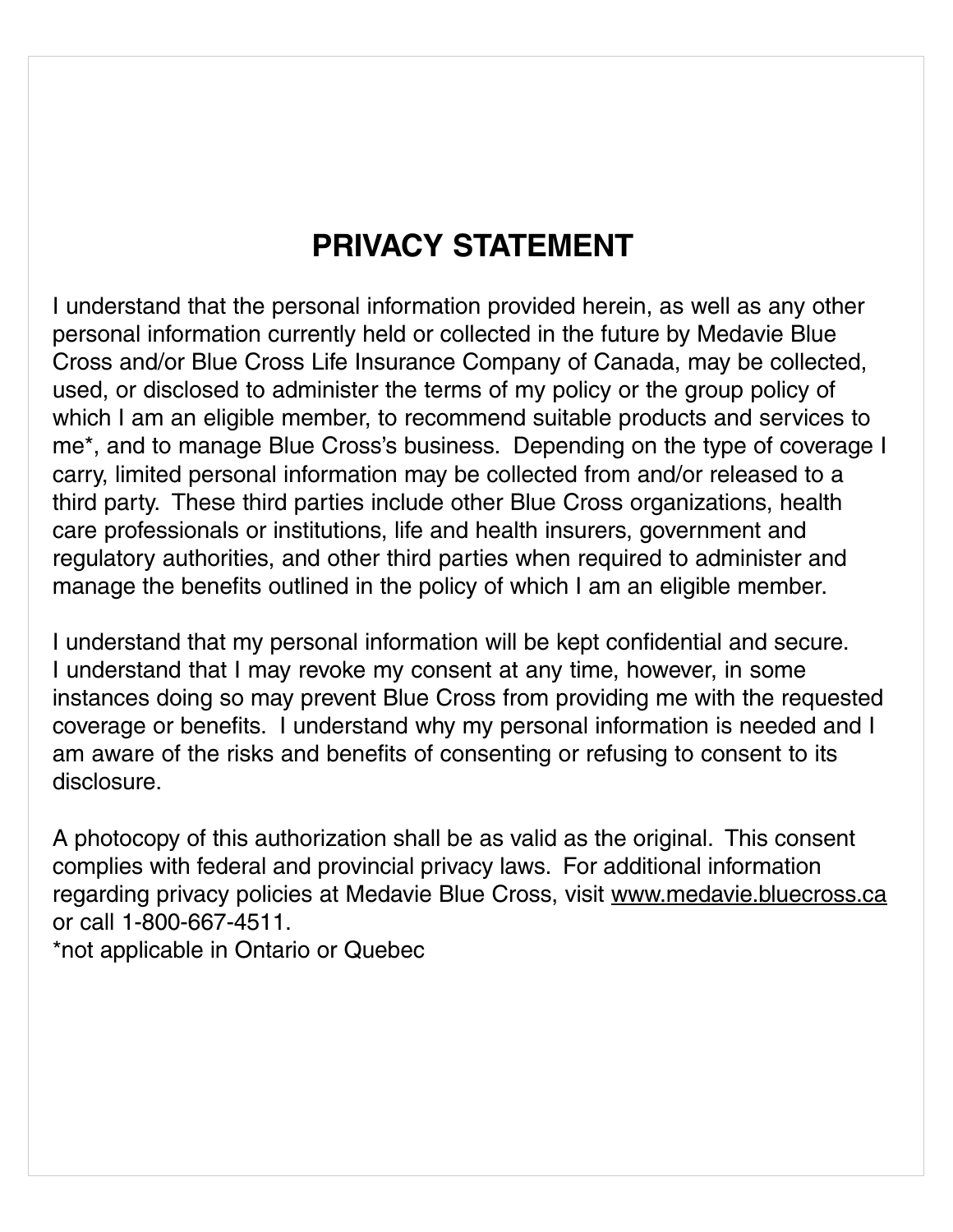# PRIVACY STATEMENT

I understand that the personal information provided herein, as well as any other personal information currently held or collected in the future by Medavie Blue Cross and/or Blue Cross Life Insurance Company of Canada, may be collected, used, or disclosed to administer the terms of my policy or the group policy of which I am an eligible member, to recommend suitable products and services to me*, and to manage Blue Cross's business. Depending on the type of coverage I carry, limited personal information may be collected from and/or released to a third party. These third parties include other Blue Cross organizations, health care professionals or institutions, life and health insurers, government and regulatory authorities, and other third parties when required to administer and manage the benefits outlined in the policy of which I am an eligible member.

I understand that my personal information will be kept confidential and secure. I understand that I may revoke my consent at any time, however, in some instances doing so may prevent Blue Cross from providing me with the requested coverage or benefits. I understand why my personal information is needed and I am aware of the risks and benefits of consenting or refusing to consent to its disclosure.

A photocopy of this authorization shall be as valid as the original. This consent complies with federal and provincial privacy laws. For additional information regarding privacy policies at Medavie Blue Cross, visit www.medavie.bluecross.ca or call 1-800-667-4511.
*not applicable in Ontario or Quebec